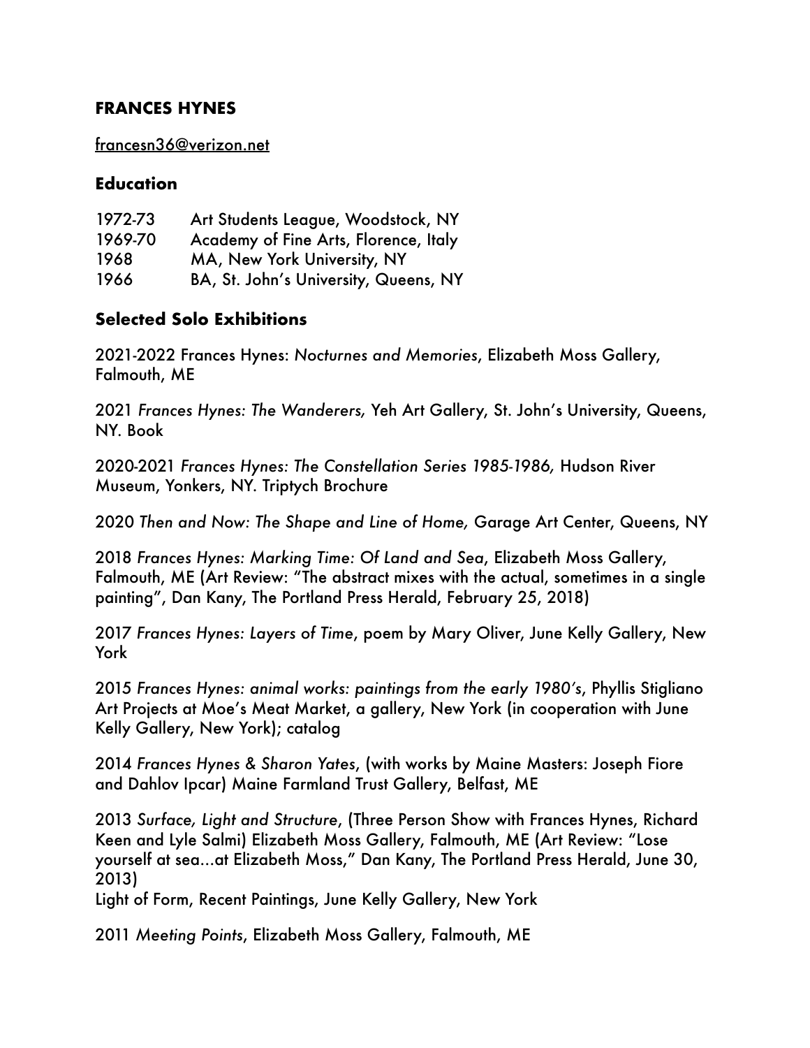# FRANCES HYNES

francesn36@verizon.net

## Education

1972-73 Art Students League, Woodstock, NY
1969-70 Academy of Fine Arts, Florence, Italy
1968 MA, New York University, NY
1966 BA, St. John's University, Queens, NY

## Selected Solo Exhibitions

2021-2022 Frances Hynes: *Nocturnes and Memories*, Elizabeth Moss Gallery, Falmouth, ME

2021 *Frances Hynes: The Wanderers,* Yeh Art Gallery, St. John's University, Queens, NY. Book

2020-2021 *Frances Hynes: The Constellation Series 1985-1986,* Hudson River Museum, Yonkers, NY. Triptych Brochure

2020 *Then and Now: The Shape and Line of Home,* Garage Art Center, Queens, NY

2018 *Frances Hynes: Marking Time: Of Land and Sea*, Elizabeth Moss Gallery, Falmouth, ME (Art Review: "The abstract mixes with the actual, sometimes in a single painting", Dan Kany, The Portland Press Herald, February 25, 2018)

2017 *Frances Hynes: Layers of Time*, poem by Mary Oliver, June Kelly Gallery, New York

2015 *Frances Hynes: animal works: paintings from the early 1980's*, Phyllis Stigliano Art Projects at Moe's Meat Market, a gallery, New York (in cooperation with June Kelly Gallery, New York); catalog

2014 *Frances Hynes & Sharon Yates*, (with works by Maine Masters: Joseph Fiore and Dahlov Ipcar) Maine Farmland Trust Gallery, Belfast, ME

2013 *Surface, Light and Structure*, (Three Person Show with Frances Hynes, Richard Keen and Lyle Salmi) Elizabeth Moss Gallery, Falmouth, ME (Art Review: "Lose yourself at sea…at Elizabeth Moss," Dan Kany, The Portland Press Herald, June 30, 2013)
Light of Form, Recent Paintings, June Kelly Gallery, New York

2011 *Meeting Points*, Elizabeth Moss Gallery, Falmouth, ME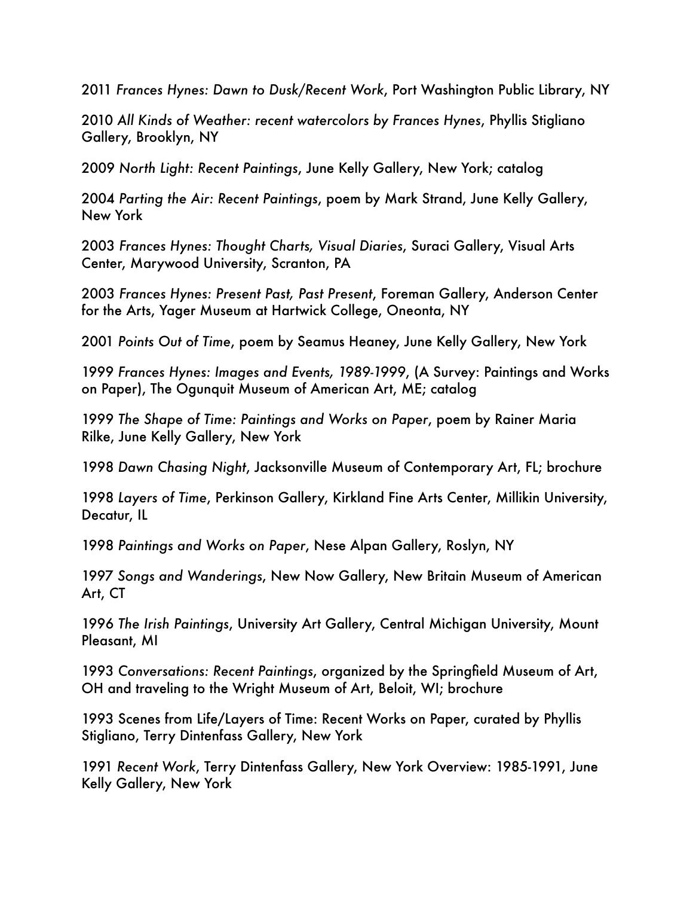2011 *Frances Hynes: Dawn to Dusk/Recent Work*, Port Washington Public Library, NY

2010 *All Kinds of Weather: recent watercolors by Frances Hynes*, Phyllis Stigliano Gallery, Brooklyn, NY

2009 *North Light: Recent Paintings*, June Kelly Gallery, New York; catalog

2004 *Parting the Air: Recent Paintings*, poem by Mark Strand, June Kelly Gallery, New York

2003 *Frances Hynes: Thought Charts, Visual Diaries*, Suraci Gallery, Visual Arts Center, Marywood University, Scranton, PA

2003 *Frances Hynes: Present Past, Past Present*, Foreman Gallery, Anderson Center for the Arts, Yager Museum at Hartwick College, Oneonta, NY

2001 *Points Out of Time*, poem by Seamus Heaney, June Kelly Gallery, New York

1999 *Frances Hynes: Images and Events, 1989-1999*, (A Survey: Paintings and Works on Paper), The Ogunquit Museum of American Art, ME; catalog

1999 *The Shape of Time: Paintings and Works on Paper*, poem by Rainer Maria Rilke, June Kelly Gallery, New York

1998 *Dawn Chasing Night*, Jacksonville Museum of Contemporary Art, FL; brochure

1998 *Layers of Time*, Perkinson Gallery, Kirkland Fine Arts Center, Millikin University, Decatur, IL

1998 *Paintings and Works on Paper*, Nese Alpan Gallery, Roslyn, NY

1997 *Songs and Wanderings*, New Now Gallery, New Britain Museum of American Art, CT

1996 *The Irish Paintings*, University Art Gallery, Central Michigan University, Mount Pleasant, MI

1993 *Conversations: Recent Paintings*, organized by the Springfield Museum of Art, OH and traveling to the Wright Museum of Art, Beloit, WI; brochure

1993 Scenes from Life/Layers of Time: Recent Works on Paper, curated by Phyllis Stigliano, Terry Dintenfass Gallery, New York

1991 *Recent Work*, Terry Dintenfass Gallery, New York Overview: 1985-1991, June Kelly Gallery, New York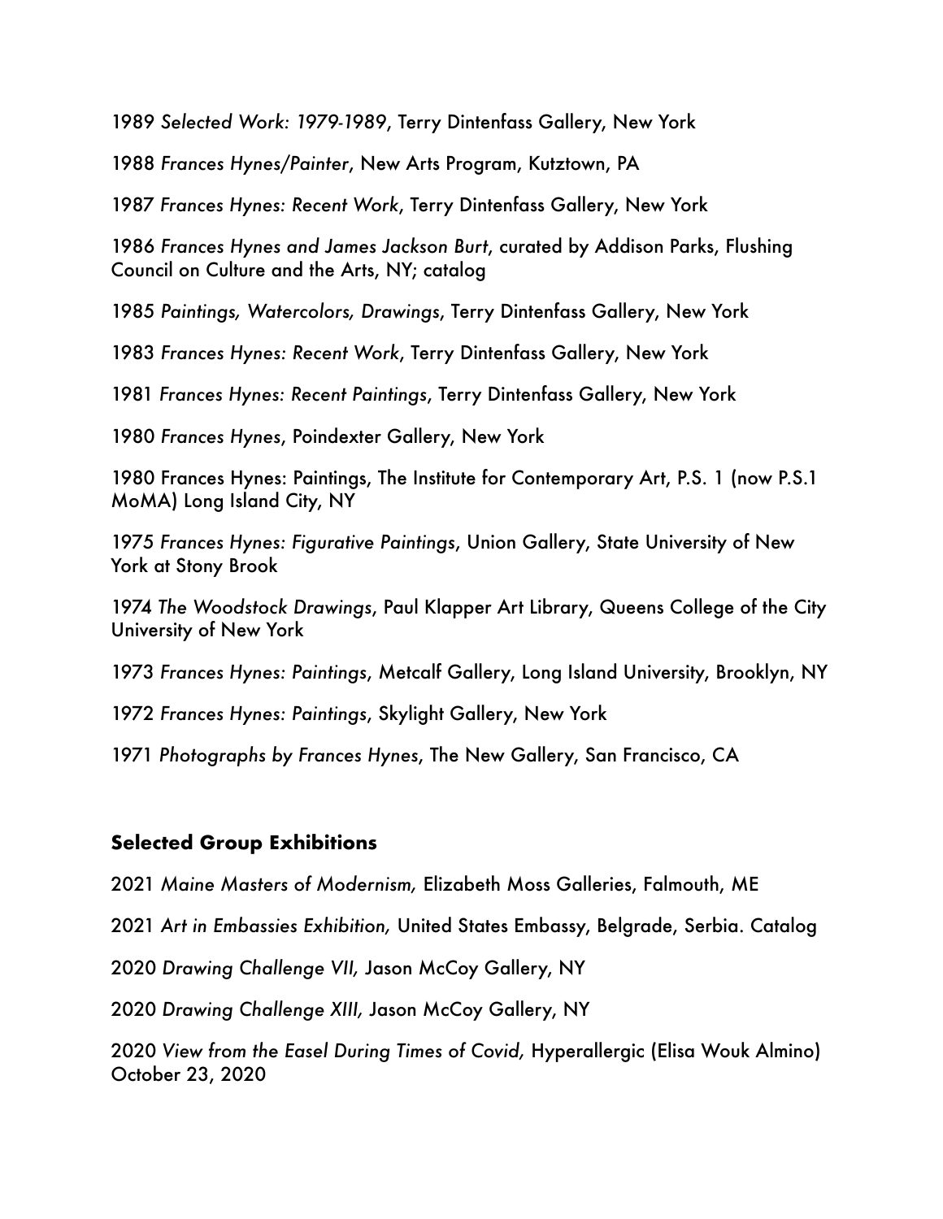1989 *Selected Work: 1979-1989*, Terry Dintenfass Gallery, New York

1988 *Frances Hynes/Painter*, New Arts Program, Kutztown, PA

1987 *Frances Hynes: Recent Work*, Terry Dintenfass Gallery, New York

1986 *Frances Hynes and James Jackson Burt*, curated by Addison Parks, Flushing Council on Culture and the Arts, NY; catalog

1985 *Paintings, Watercolors, Drawings*, Terry Dintenfass Gallery, New York

1983 *Frances Hynes: Recent Work*, Terry Dintenfass Gallery, New York

1981 *Frances Hynes: Recent Paintings*, Terry Dintenfass Gallery, New York

1980 *Frances Hynes*, Poindexter Gallery, New York

1980 Frances Hynes: Paintings, The Institute for Contemporary Art, P.S. 1 (now P.S.1 MoMA) Long Island City, NY

1975 *Frances Hynes: Figurative Paintings*, Union Gallery, State University of New York at Stony Brook

1974 *The Woodstock Drawings*, Paul Klapper Art Library, Queens College of the City University of New York

1973 *Frances Hynes: Paintings*, Metcalf Gallery, Long Island University, Brooklyn, NY

1972 *Frances Hynes: Paintings*, Skylight Gallery, New York

1971 *Photographs by Frances Hynes*, The New Gallery, San Francisco, CA

## Selected Group Exhibitions

2021 *Maine Masters of Modernism,* Elizabeth Moss Galleries, Falmouth, ME

2021 *Art in Embassies Exhibition,* United States Embassy, Belgrade, Serbia. Catalog

2020 *Drawing Challenge VII,* Jason McCoy Gallery, NY

2020 *Drawing Challenge XIII,* Jason McCoy Gallery, NY

2020 *View from the Easel During Times of Covid,* Hyperallergic (Elisa Wouk Almino) October 23, 2020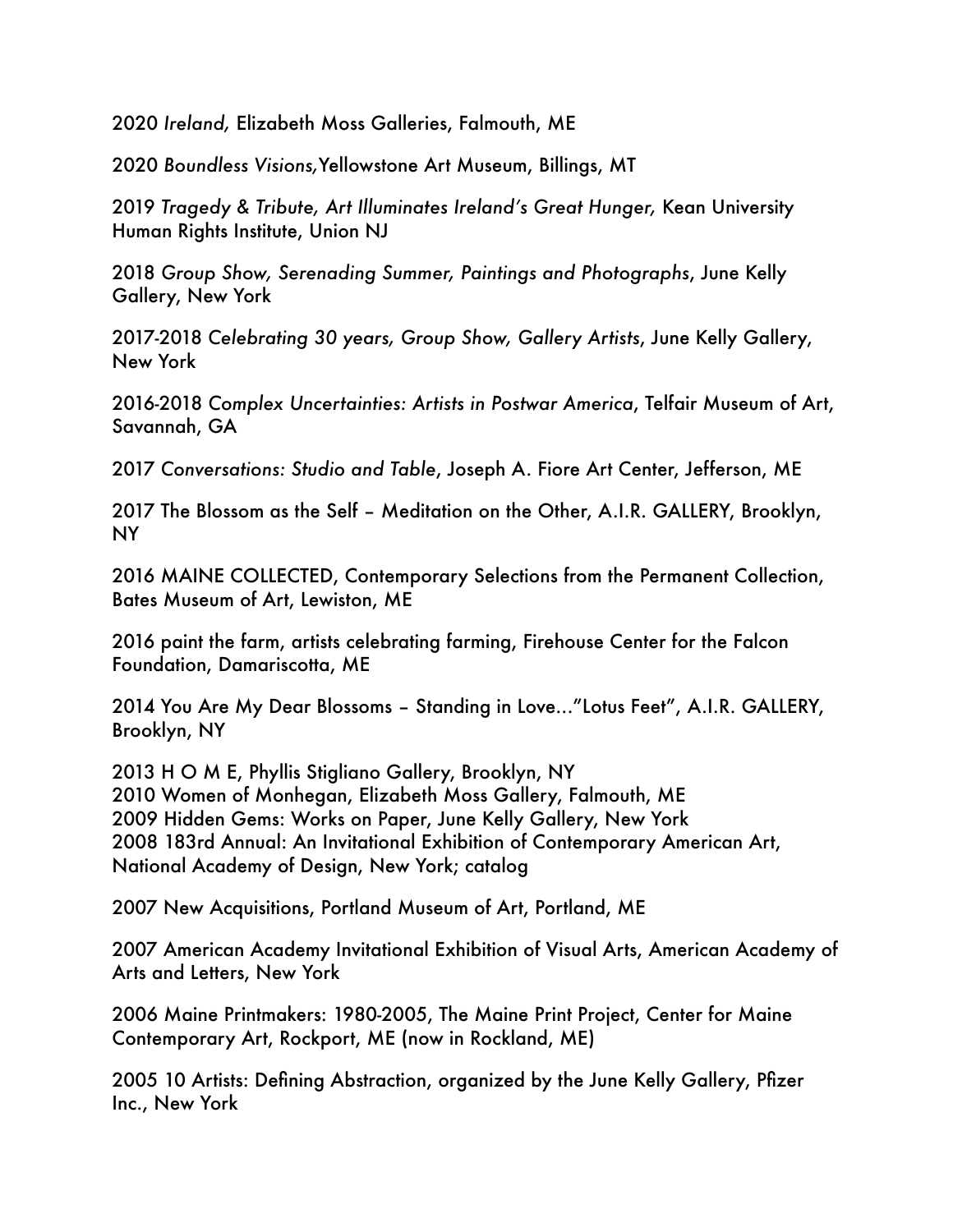2020 *Ireland,* Elizabeth Moss Galleries, Falmouth, ME

2020 *Boundless Visions,*Yellowstone Art Museum, Billings, MT

2019 *Tragedy & Tribute, Art Illuminates Ireland's Great Hunger,* Kean University Human Rights Institute, Union NJ

2018 *Group Show, Serenading Summer, Paintings and Photographs*, June Kelly Gallery, New York

2017-2018 *Celebrating 30 years, Group Show, Gallery Artists*, June Kelly Gallery, New York

2016-2018 *Complex Uncertainties: Artists in Postwar America*, Telfair Museum of Art, Savannah, GA

2017 *Conversations: Studio and Table*, Joseph A. Fiore Art Center, Jefferson, ME

2017 The Blossom as the Self – Meditation on the Other, A.I.R. GALLERY, Brooklyn, NY

2016 MAINE COLLECTED, Contemporary Selections from the Permanent Collection, Bates Museum of Art, Lewiston, ME

2016 paint the farm, artists celebrating farming, Firehouse Center for the Falcon Foundation, Damariscotta, ME

2014 You Are My Dear Blossoms – Standing in Love…"Lotus Feet", A.I.R. GALLERY, Brooklyn, NY

2013 H O M E, Phyllis Stigliano Gallery, Brooklyn, NY
2010 Women of Monhegan, Elizabeth Moss Gallery, Falmouth, ME
2009 Hidden Gems: Works on Paper, June Kelly Gallery, New York
2008 183rd Annual: An Invitational Exhibition of Contemporary American Art, National Academy of Design, New York; catalog

2007 New Acquisitions, Portland Museum of Art, Portland, ME

2007 American Academy Invitational Exhibition of Visual Arts, American Academy of Arts and Letters, New York

2006 Maine Printmakers: 1980-2005, The Maine Print Project, Center for Maine Contemporary Art, Rockport, ME (now in Rockland, ME)

2005 10 Artists: Defining Abstraction, organized by the June Kelly Gallery, Pfizer Inc., New York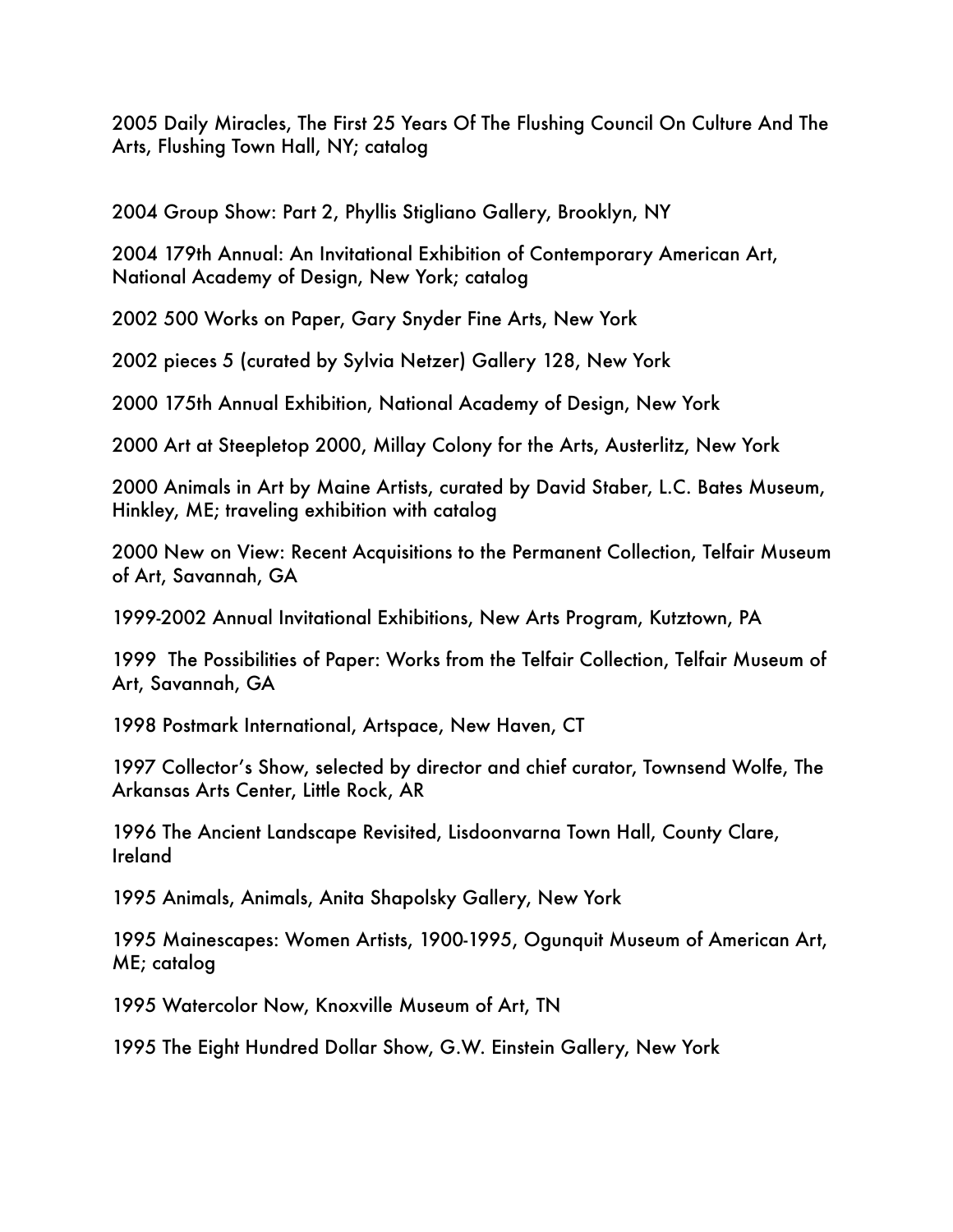2005 Daily Miracles, The First 25 Years Of The Flushing Council On Culture And The Arts, Flushing Town Hall, NY; catalog

2004 Group Show: Part 2, Phyllis Stigliano Gallery, Brooklyn, NY

2004 179th Annual: An Invitational Exhibition of Contemporary American Art, National Academy of Design, New York; catalog

2002 500 Works on Paper, Gary Snyder Fine Arts, New York

2002 pieces 5 (curated by Sylvia Netzer) Gallery 128, New York

2000 175th Annual Exhibition, National Academy of Design, New York

2000 Art at Steepletop 2000, Millay Colony for the Arts, Austerlitz, New York

2000 Animals in Art by Maine Artists, curated by David Staber, L.C. Bates Museum, Hinkley, ME; traveling exhibition with catalog

2000 New on View: Recent Acquisitions to the Permanent Collection, Telfair Museum of Art, Savannah, GA

1999-2002 Annual Invitational Exhibitions, New Arts Program, Kutztown, PA

1999 The Possibilities of Paper: Works from the Telfair Collection, Telfair Museum of Art, Savannah, GA

1998 Postmark International, Artspace, New Haven, CT

1997 Collector's Show, selected by director and chief curator, Townsend Wolfe, The Arkansas Arts Center, Little Rock, AR

1996 The Ancient Landscape Revisited, Lisdoonvarna Town Hall, County Clare, Ireland

1995 Animals, Animals, Anita Shapolsky Gallery, New York

1995 Mainescapes: Women Artists, 1900-1995, Ogunquit Museum of American Art, ME; catalog

1995 Watercolor Now, Knoxville Museum of Art, TN

1995 The Eight Hundred Dollar Show, G.W. Einstein Gallery, New York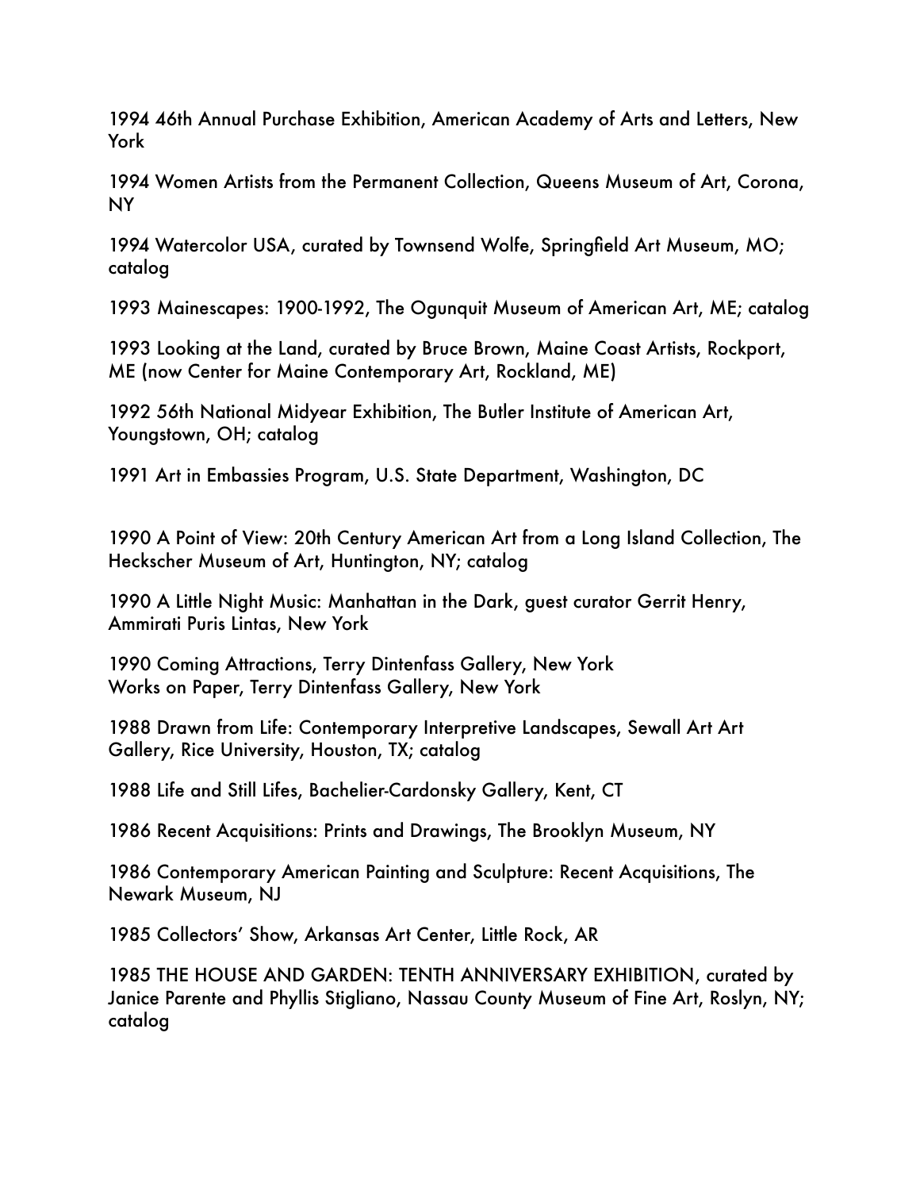1994 46th Annual Purchase Exhibition, American Academy of Arts and Letters, New York

1994 Women Artists from the Permanent Collection, Queens Museum of Art, Corona, NY

1994 Watercolor USA, curated by Townsend Wolfe, Springfield Art Museum, MO; catalog

1993 Mainescapes: 1900-1992, The Ogunquit Museum of American Art, ME; catalog

1993 Looking at the Land, curated by Bruce Brown, Maine Coast Artists, Rockport, ME (now Center for Maine Contemporary Art, Rockland, ME)

1992 56th National Midyear Exhibition, The Butler Institute of American Art, Youngstown, OH; catalog

1991 Art in Embassies Program, U.S. State Department, Washington, DC

1990 A Point of View: 20th Century American Art from a Long Island Collection, The Heckscher Museum of Art, Huntington, NY; catalog

1990 A Little Night Music: Manhattan in the Dark, guest curator Gerrit Henry, Ammirati Puris Lintas, New York

1990 Coming Attractions, Terry Dintenfass Gallery, New York
Works on Paper, Terry Dintenfass Gallery, New York

1988 Drawn from Life: Contemporary Interpretive Landscapes, Sewall Art Art Gallery, Rice University, Houston, TX; catalog

1988 Life and Still Lifes, Bachelier-Cardonsky Gallery, Kent, CT

1986 Recent Acquisitions: Prints and Drawings, The Brooklyn Museum, NY

1986 Contemporary American Painting and Sculpture: Recent Acquisitions, The Newark Museum, NJ

1985 Collectors' Show, Arkansas Art Center, Little Rock, AR

1985 THE HOUSE AND GARDEN: TENTH ANNIVERSARY EXHIBITION, curated by Janice Parente and Phyllis Stigliano, Nassau County Museum of Fine Art, Roslyn, NY; catalog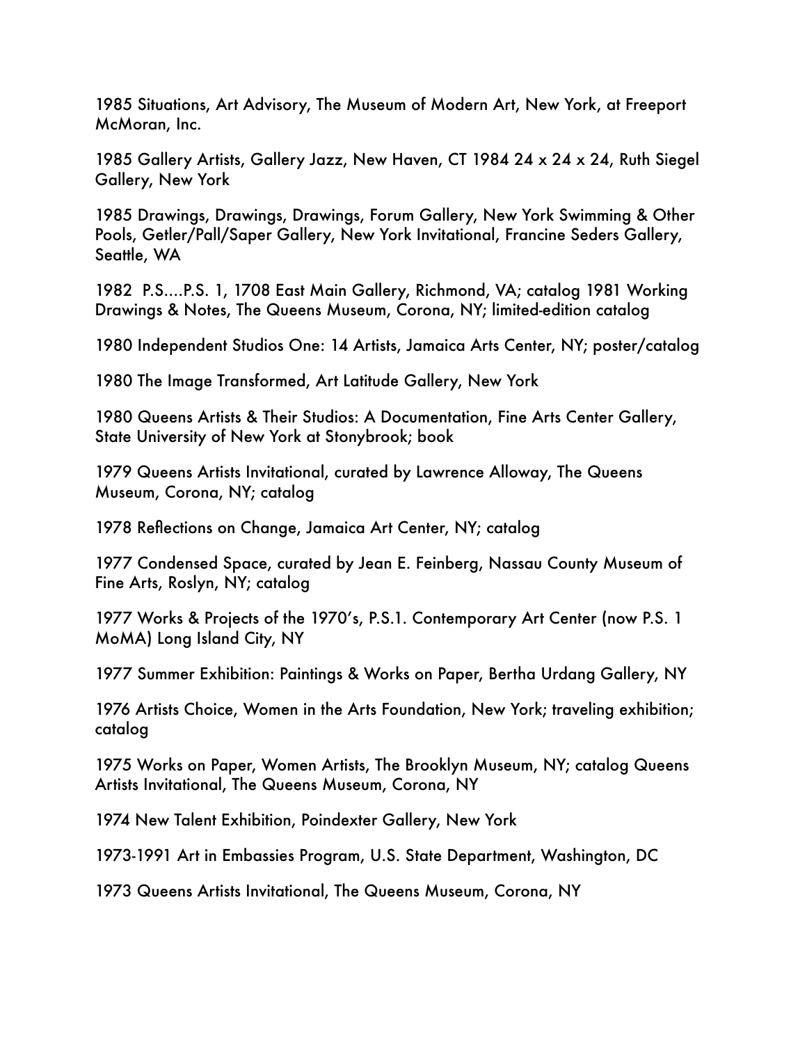1985 Situations, Art Advisory, The Museum of Modern Art, New York, at Freeport McMoran, Inc.

1985 Gallery Artists, Gallery Jazz, New Haven, CT 1984 24 x 24 x 24, Ruth Siegel Gallery, New York

1985 Drawings, Drawings, Drawings, Forum Gallery, New York Swimming & Other Pools, Getler/Pall/Saper Gallery, New York Invitational, Francine Seders Gallery, Seattle, WA

1982 P.S....P.S. 1, 1708 East Main Gallery, Richmond, VA; catalog 1981 Working Drawings & Notes, The Queens Museum, Corona, NY; limited-edition catalog

1980 Independent Studios One: 14 Artists, Jamaica Arts Center, NY; poster/catalog

1980 The Image Transformed, Art Latitude Gallery, New York

1980 Queens Artists & Their Studios: A Documentation, Fine Arts Center Gallery, State University of New York at Stonybrook; book

1979 Queens Artists Invitational, curated by Lawrence Alloway, The Queens Museum, Corona, NY; catalog

1978 Reflections on Change, Jamaica Art Center, NY; catalog

1977 Condensed Space, curated by Jean E. Feinberg, Nassau County Museum of Fine Arts, Roslyn, NY; catalog

1977 Works & Projects of the 1970's, P.S.1. Contemporary Art Center (now P.S. 1 MoMA) Long Island City, NY

1977 Summer Exhibition: Paintings & Works on Paper, Bertha Urdang Gallery, NY

1976 Artists Choice, Women in the Arts Foundation, New York; traveling exhibition; catalog

1975 Works on Paper, Women Artists, The Brooklyn Museum, NY; catalog Queens Artists Invitational, The Queens Museum, Corona, NY

1974 New Talent Exhibition, Poindexter Gallery, New York

1973-1991 Art in Embassies Program, U.S. State Department, Washington, DC

1973 Queens Artists Invitational, The Queens Museum, Corona, NY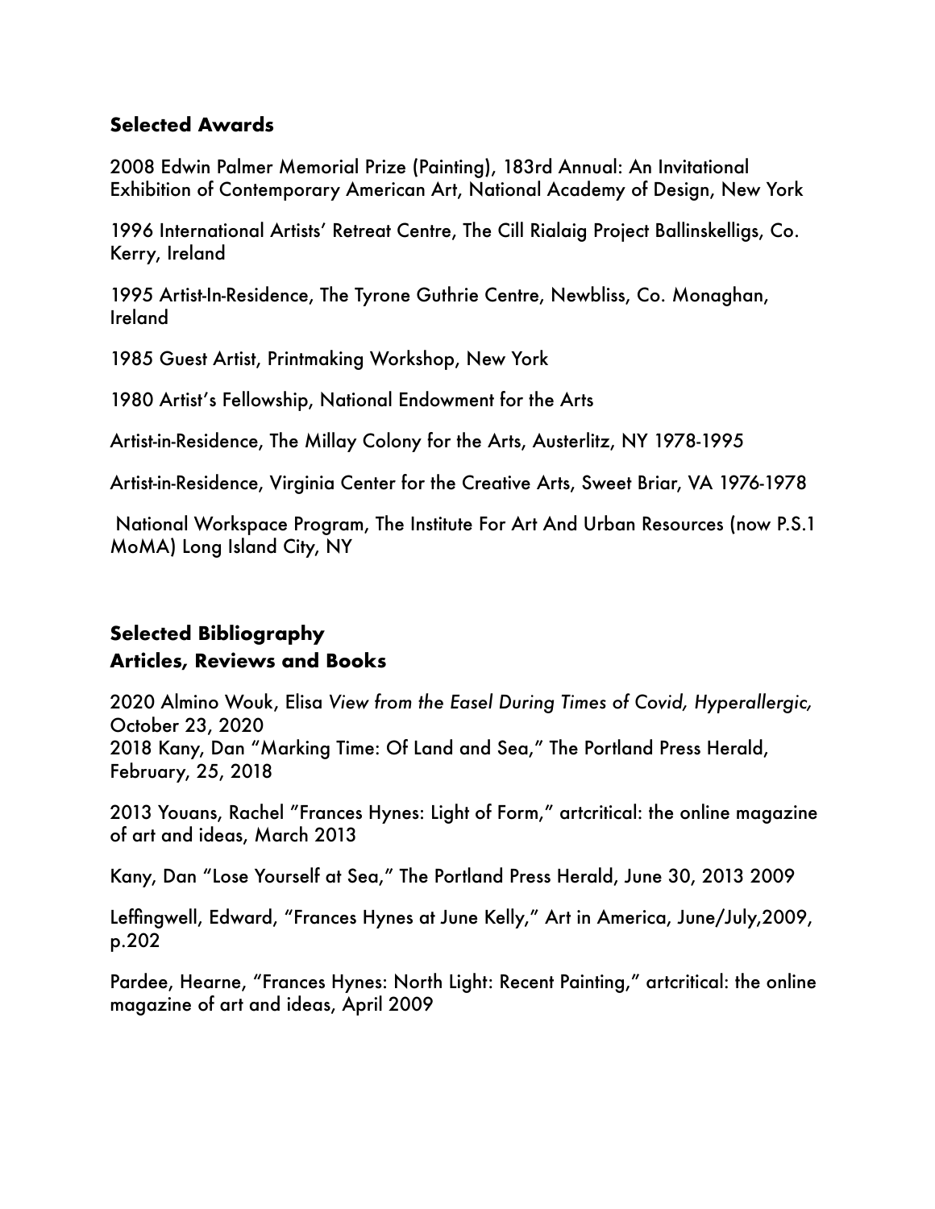### Selected Awards

2008 Edwin Palmer Memorial Prize (Painting), 183rd Annual: An Invitational Exhibition of Contemporary American Art, National Academy of Design, New York

1996 International Artists' Retreat Centre, The Cill Rialaig Project Ballinskelligs, Co. Kerry, Ireland

1995 Artist-In-Residence, The Tyrone Guthrie Centre, Newbliss, Co. Monaghan, Ireland

1985 Guest Artist, Printmaking Workshop, New York

1980 Artist's Fellowship, National Endowment for the Arts

Artist-in-Residence, The Millay Colony for the Arts, Austerlitz, NY 1978-1995

Artist-in-Residence, Virginia Center for the Creative Arts, Sweet Briar, VA 1976-1978

National Workspace Program, The Institute For Art And Urban Resources (now P.S.1 MoMA) Long Island City, NY

### Selected Bibliography
### Articles, Reviews and Books

2020 Almino Wouk, Elisa *View from the Easel During Times of Covid, Hyperallergic,* October 23, 2020
2018 Kany, Dan "Marking Time: Of Land and Sea," The Portland Press Herald, February, 25, 2018

2013 Youans, Rachel "Frances Hynes: Light of Form," artcritical: the online magazine of art and ideas, March 2013

Kany, Dan "Lose Yourself at Sea," The Portland Press Herald, June 30, 2013 2009

Leffingwell, Edward, "Frances Hynes at June Kelly," Art in America, June/July,2009, p.202

Pardee, Hearne, "Frances Hynes: North Light: Recent Painting," artcritical: the online magazine of art and ideas, April 2009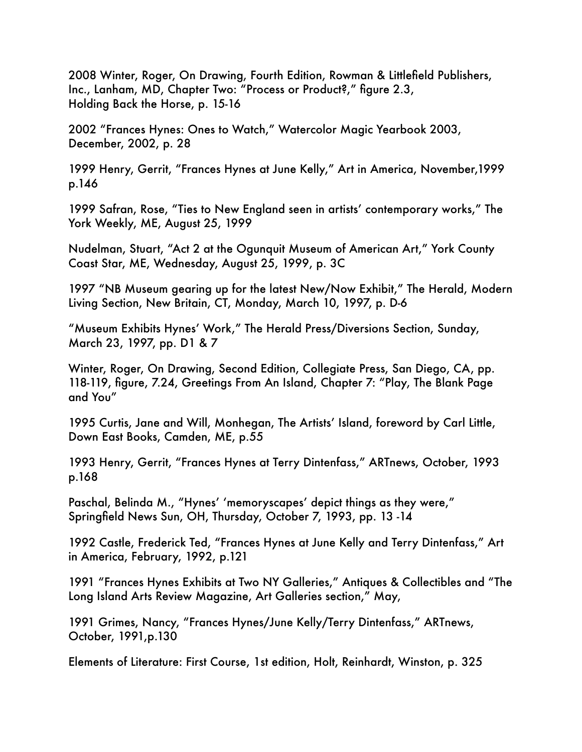2008 Winter, Roger, On Drawing, Fourth Edition, Rowman & Littlefield Publishers, Inc., Lanham, MD, Chapter Two: "Process or Product?," figure 2.3, Holding Back the Horse, p. 15-16

2002 "Frances Hynes: Ones to Watch," Watercolor Magic Yearbook 2003, December, 2002, p. 28

1999 Henry, Gerrit, "Frances Hynes at June Kelly," Art in America, November,1999 p.146

1999 Safran, Rose, "Ties to New England seen in artists' contemporary works," The York Weekly, ME, August 25, 1999

Nudelman, Stuart, "Act 2 at the Ogunquit Museum of American Art," York County Coast Star, ME, Wednesday, August 25, 1999, p. 3C

1997 "NB Museum gearing up for the latest New/Now Exhibit," The Herald, Modern Living Section, New Britain, CT, Monday, March 10, 1997, p. D-6

"Museum Exhibits Hynes' Work," The Herald Press/Diversions Section, Sunday, March 23, 1997, pp. D1 & 7

Winter, Roger, On Drawing, Second Edition, Collegiate Press, San Diego, CA, pp. 118-119, figure, 7.24, Greetings From An Island, Chapter 7: "Play, The Blank Page and You"

1995 Curtis, Jane and Will, Monhegan, The Artists' Island, foreword by Carl Little, Down East Books, Camden, ME, p.55

1993 Henry, Gerrit, "Frances Hynes at Terry Dintenfass," ARTnews, October, 1993 p.168

Paschal, Belinda M., "Hynes' 'memoryscapes' depict things as they were," Springfield News Sun, OH, Thursday, October 7, 1993, pp. 13 -14

1992 Castle, Frederick Ted, "Frances Hynes at June Kelly and Terry Dintenfass," Art in America, February, 1992, p.121

1991 "Frances Hynes Exhibits at Two NY Galleries," Antiques & Collectibles and "The Long Island Arts Review Magazine, Art Galleries section," May,

1991 Grimes, Nancy, "Frances Hynes/June Kelly/Terry Dintenfass," ARTnews, October, 1991,p.130

Elements of Literature: First Course, 1st edition, Holt, Reinhardt, Winston, p. 325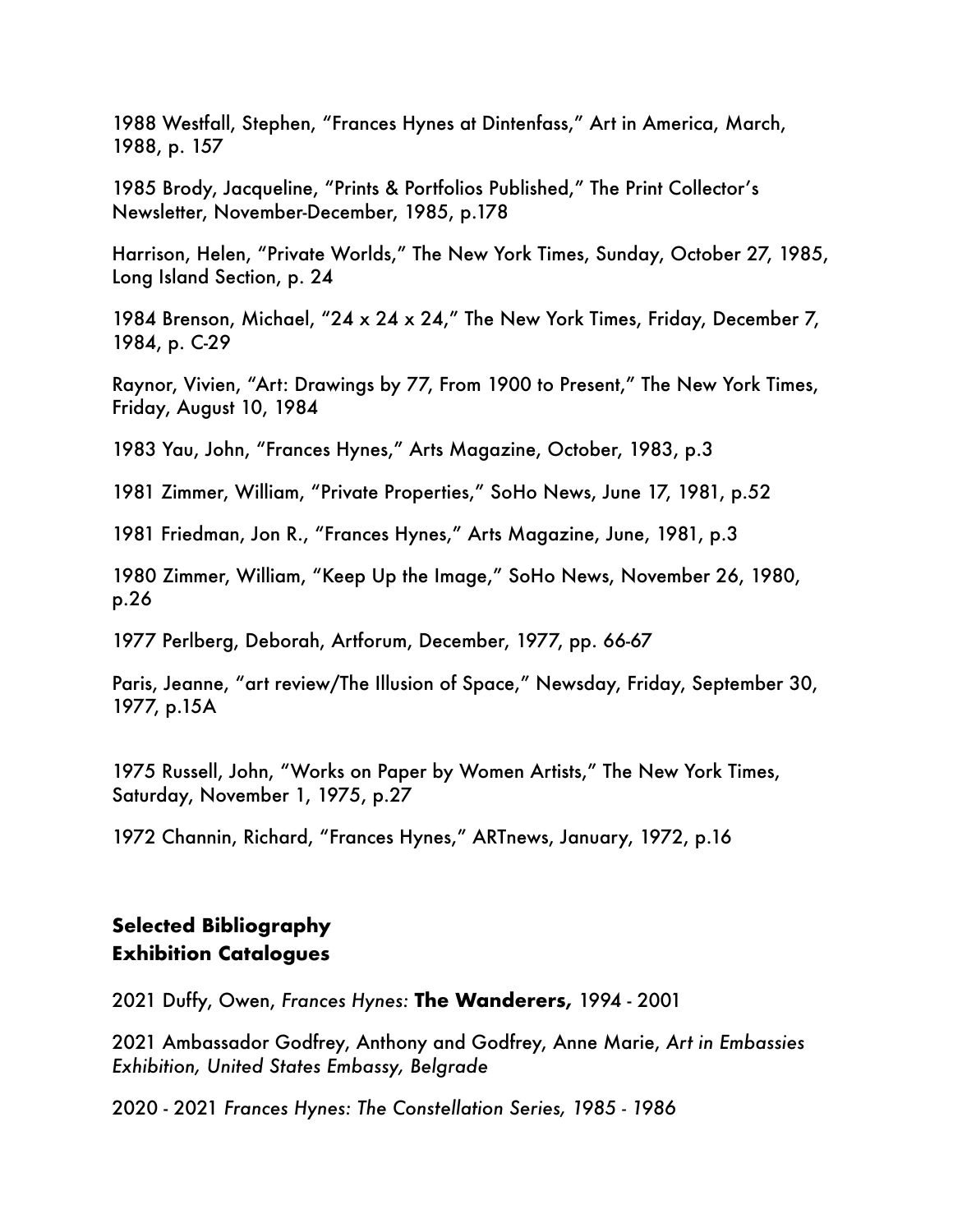1988 Westfall, Stephen, "Frances Hynes at Dintenfass," Art in America, March, 1988, p. 157

1985 Brody, Jacqueline, "Prints & Portfolios Published," The Print Collector's Newsletter, November-December, 1985, p.178

Harrison, Helen, "Private Worlds," The New York Times, Sunday, October 27, 1985, Long Island Section, p. 24

1984 Brenson, Michael, "24 x 24 x 24," The New York Times, Friday, December 7, 1984, p. C-29

Raynor, Vivien, "Art: Drawings by 77, From 1900 to Present," The New York Times, Friday, August 10, 1984

1983 Yau, John, "Frances Hynes," Arts Magazine, October, 1983, p.3

1981 Zimmer, William, "Private Properties," SoHo News, June 17, 1981, p.52

1981 Friedman, Jon R., "Frances Hynes," Arts Magazine, June, 1981, p.3

1980 Zimmer, William, "Keep Up the Image," SoHo News, November 26, 1980, p.26

1977 Perlberg, Deborah, Artforum, December, 1977, pp. 66-67

Paris, Jeanne, "art review/The Illusion of Space," Newsday, Friday, September 30, 1977, p.15A

1975 Russell, John, "Works on Paper by Women Artists," The New York Times, Saturday, November 1, 1975, p.27

1972 Channin, Richard, "Frances Hynes," ARTnews, January, 1972, p.16

**Selected Bibliography**
**Exhibition Catalogues**

2021 Duffy, Owen, *Frances Hynes:* **The Wanderers,** 1994 - 2001

2021 Ambassador Godfrey, Anthony and Godfrey, Anne Marie, *Art in Embassies Exhibition, United States Embassy, Belgrade*

2020 - 2021 *Frances Hynes: The Constellation Series, 1985 - 1986*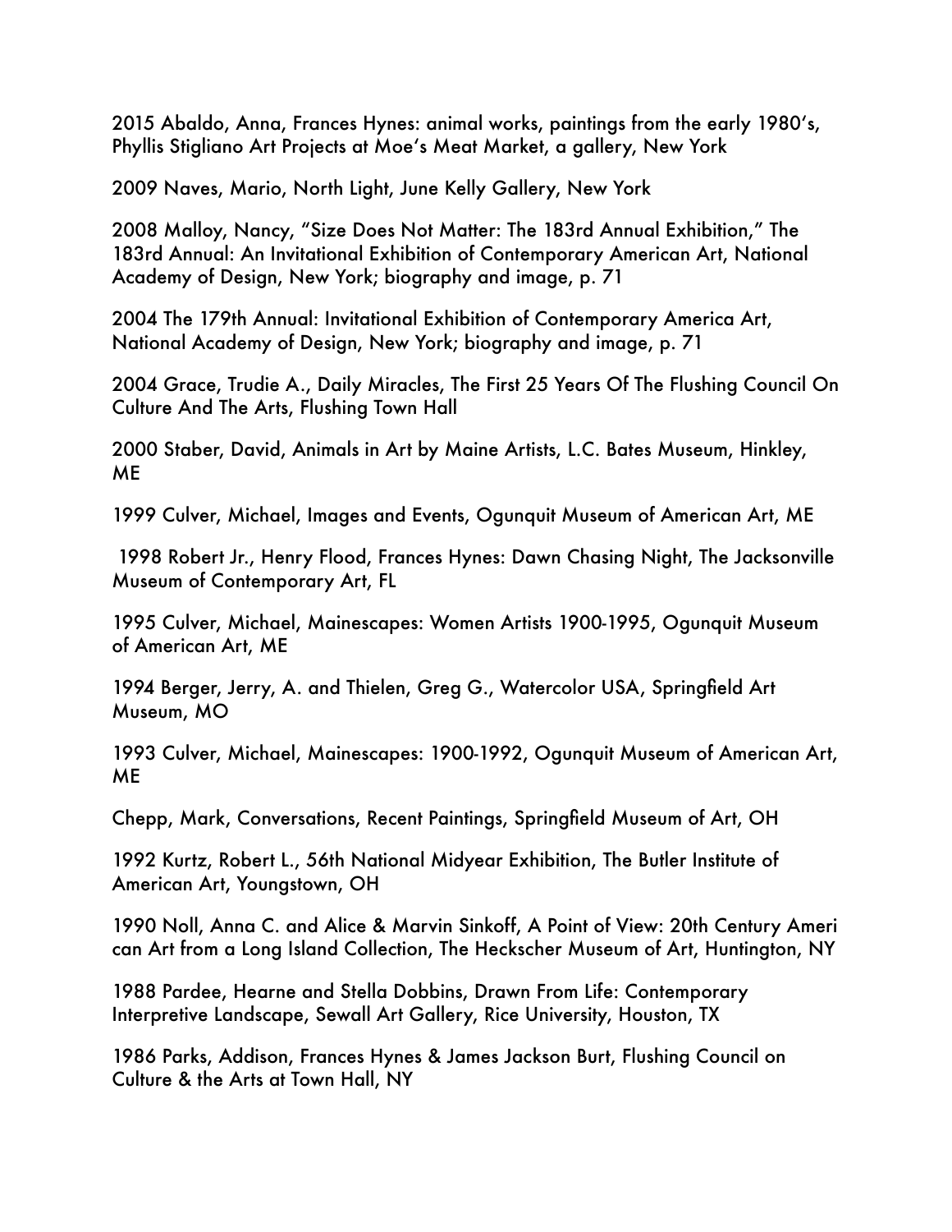2015 Abaldo, Anna, Frances Hynes: animal works, paintings from the early 1980's, Phyllis Stigliano Art Projects at Moe's Meat Market, a gallery, New York

2009 Naves, Mario, North Light, June Kelly Gallery, New York

2008 Malloy, Nancy, "Size Does Not Matter: The 183rd Annual Exhibition," The 183rd Annual: An Invitational Exhibition of Contemporary American Art, National Academy of Design, New York; biography and image, p. 71

2004 The 179th Annual: Invitational Exhibition of Contemporary America Art, National Academy of Design, New York; biography and image, p. 71

2004 Grace, Trudie A., Daily Miracles, The First 25 Years Of The Flushing Council On Culture And The Arts, Flushing Town Hall

2000 Staber, David, Animals in Art by Maine Artists, L.C. Bates Museum, Hinkley, ME

1999 Culver, Michael, Images and Events, Ogunquit Museum of American Art, ME

1998 Robert Jr., Henry Flood, Frances Hynes: Dawn Chasing Night, The Jacksonville Museum of Contemporary Art, FL

1995 Culver, Michael, Mainescapes: Women Artists 1900-1995, Ogunquit Museum of American Art, ME

1994 Berger, Jerry, A. and Thielen, Greg G., Watercolor USA, Springfield Art Museum, MO

1993 Culver, Michael, Mainescapes: 1900-1992, Ogunquit Museum of American Art, ME

Chepp, Mark, Conversations, Recent Paintings, Springfield Museum of Art, OH

1992 Kurtz, Robert L., 56th National Midyear Exhibition, The Butler Institute of American Art, Youngstown, OH

1990 Noll, Anna C. and Alice & Marvin Sinkoff, A Point of View: 20th Century Ameri can Art from a Long Island Collection, The Heckscher Museum of Art, Huntington, NY

1988 Pardee, Hearne and Stella Dobbins, Drawn From Life: Contemporary Interpretive Landscape, Sewall Art Gallery, Rice University, Houston, TX

1986 Parks, Addison, Frances Hynes & James Jackson Burt, Flushing Council on Culture & the Arts at Town Hall, NY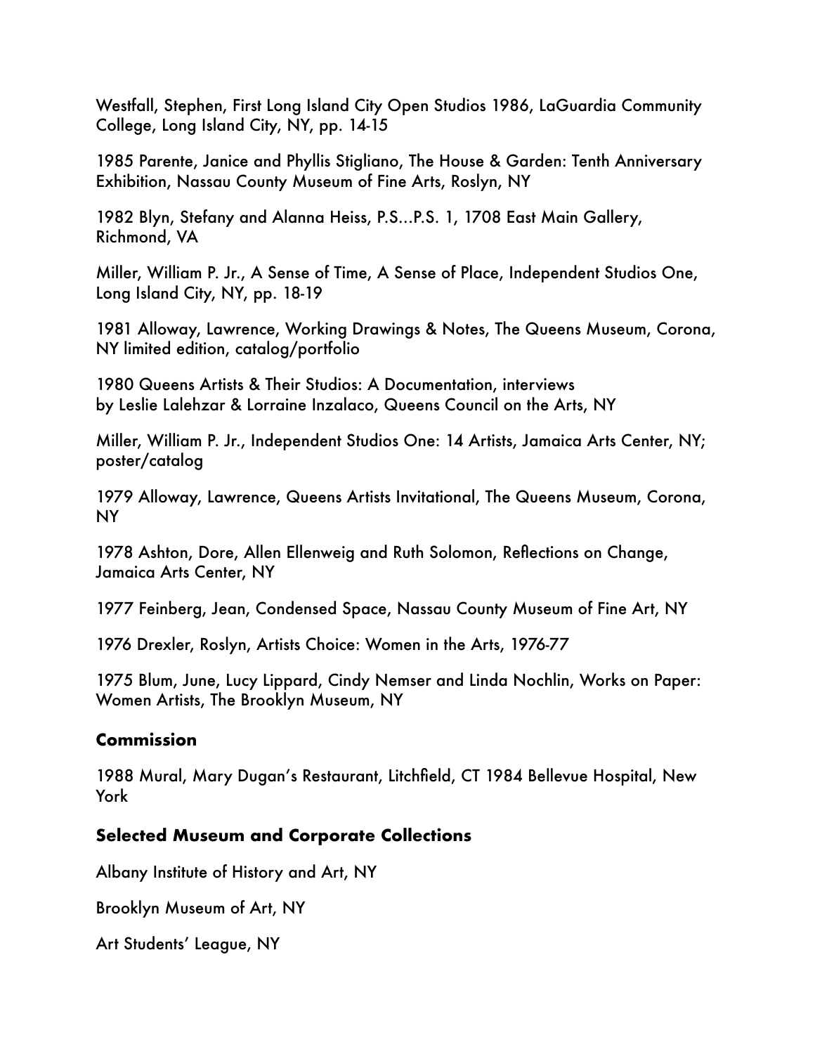Westfall, Stephen, First Long Island City Open Studios 1986, LaGuardia Community College, Long Island City, NY, pp. 14-15

1985 Parente, Janice and Phyllis Stigliano, The House & Garden: Tenth Anniversary Exhibition, Nassau County Museum of Fine Arts, Roslyn, NY

1982 Blyn, Stefany and Alanna Heiss, P.S…P.S. 1, 1708 East Main Gallery, Richmond, VA

Miller, William P. Jr., A Sense of Time, A Sense of Place, Independent Studios One, Long Island City, NY, pp. 18-19

1981 Alloway, Lawrence, Working Drawings & Notes, The Queens Museum, Corona, NY limited edition, catalog/portfolio

1980 Queens Artists & Their Studios: A Documentation, interviews by Leslie Lalehzar & Lorraine Inzalaco, Queens Council on the Arts, NY

Miller, William P. Jr., Independent Studios One: 14 Artists, Jamaica Arts Center, NY; poster/catalog

1979 Alloway, Lawrence, Queens Artists Invitational, The Queens Museum, Corona, NY

1978 Ashton, Dore, Allen Ellenweig and Ruth Solomon, Reflections on Change, Jamaica Arts Center, NY

1977 Feinberg, Jean, Condensed Space, Nassau County Museum of Fine Art, NY

1976 Drexler, Roslyn, Artists Choice: Women in the Arts, 1976-77

1975 Blum, June, Lucy Lippard, Cindy Nemser and Linda Nochlin, Works on Paper: Women Artists, The Brooklyn Museum, NY

### Commission

1988 Mural, Mary Dugan's Restaurant, Litchfield, CT 1984 Bellevue Hospital, New York

### Selected Museum and Corporate Collections

Albany Institute of History and Art, NY

Brooklyn Museum of Art, NY

Art Students' League, NY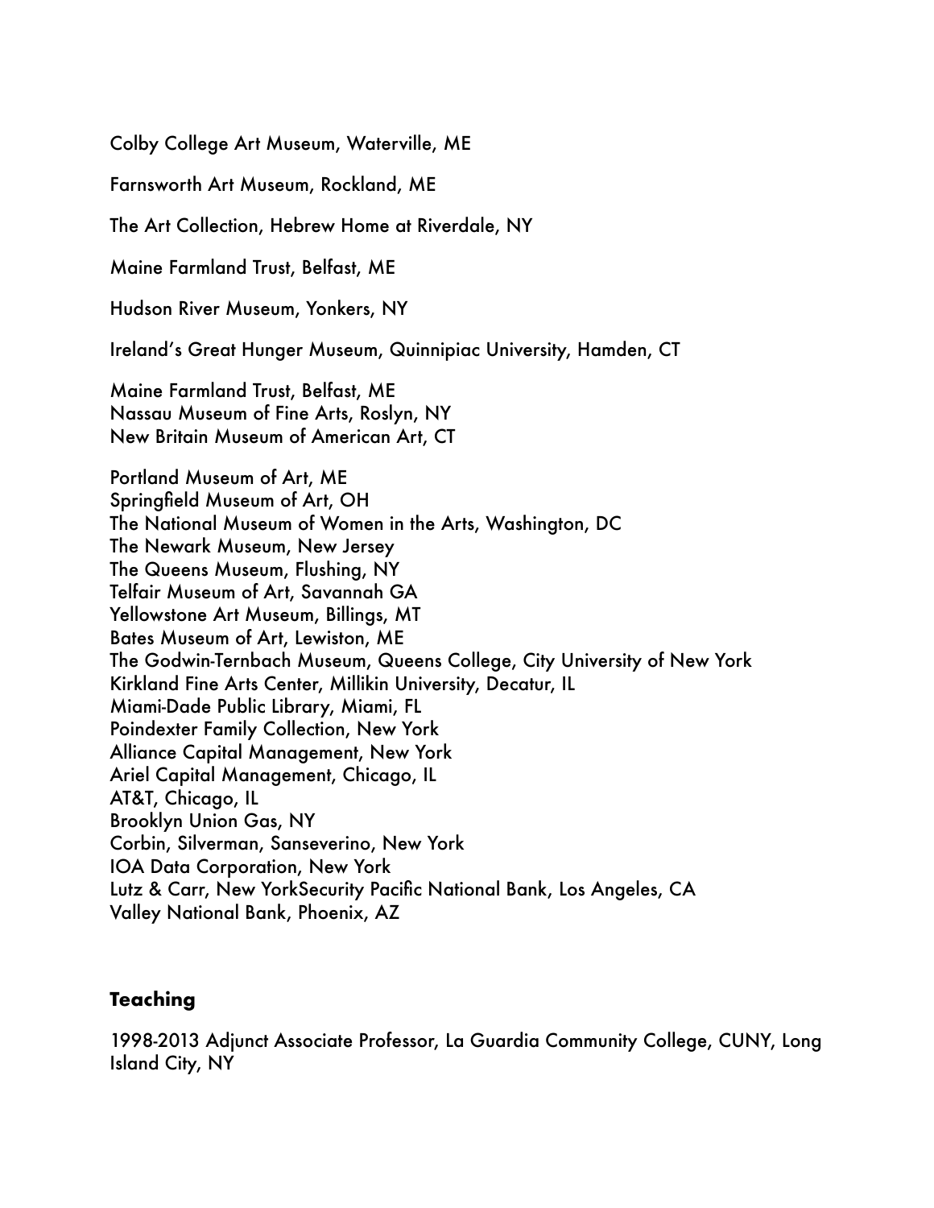Colby College Art Museum, Waterville, ME

Farnsworth Art Museum, Rockland, ME

The Art Collection, Hebrew Home at Riverdale, NY

Maine Farmland Trust, Belfast, ME

Hudson River Museum, Yonkers, NY

Ireland's Great Hunger Museum, Quinnipiac University, Hamden, CT

Maine Farmland Trust, Belfast, ME  
Nassau Museum of Fine Arts, Roslyn, NY  
New Britain Museum of American Art, CT

Portland Museum of Art, ME  
Springfield Museum of Art, OH  
The National Museum of Women in the Arts, Washington, DC  
The Newark Museum, New Jersey  
The Queens Museum, Flushing, NY  
Telfair Museum of Art, Savannah GA  
Yellowstone Art Museum, Billings, MT  
Bates Museum of Art, Lewiston, ME  
The Godwin-Ternbach Museum, Queens College, City University of New York  
Kirkland Fine Arts Center, Millikin University, Decatur, IL  
Miami-Dade Public Library, Miami, FL  
Poindexter Family Collection, New York  
Alliance Capital Management, New York  
Ariel Capital Management, Chicago, IL  
AT&T, Chicago, IL  
Brooklyn Union Gas, NY  
Corbin, Silverman, Sanseverino, New York  
IOA Data Corporation, New York  
Lutz & Carr, New YorkSecurity Pacific National Bank, Los Angeles, CA  
Valley National Bank, Phoenix, AZ

## Teaching

1998-2013 Adjunct Associate Professor, La Guardia Community College, CUNY, Long Island City, NY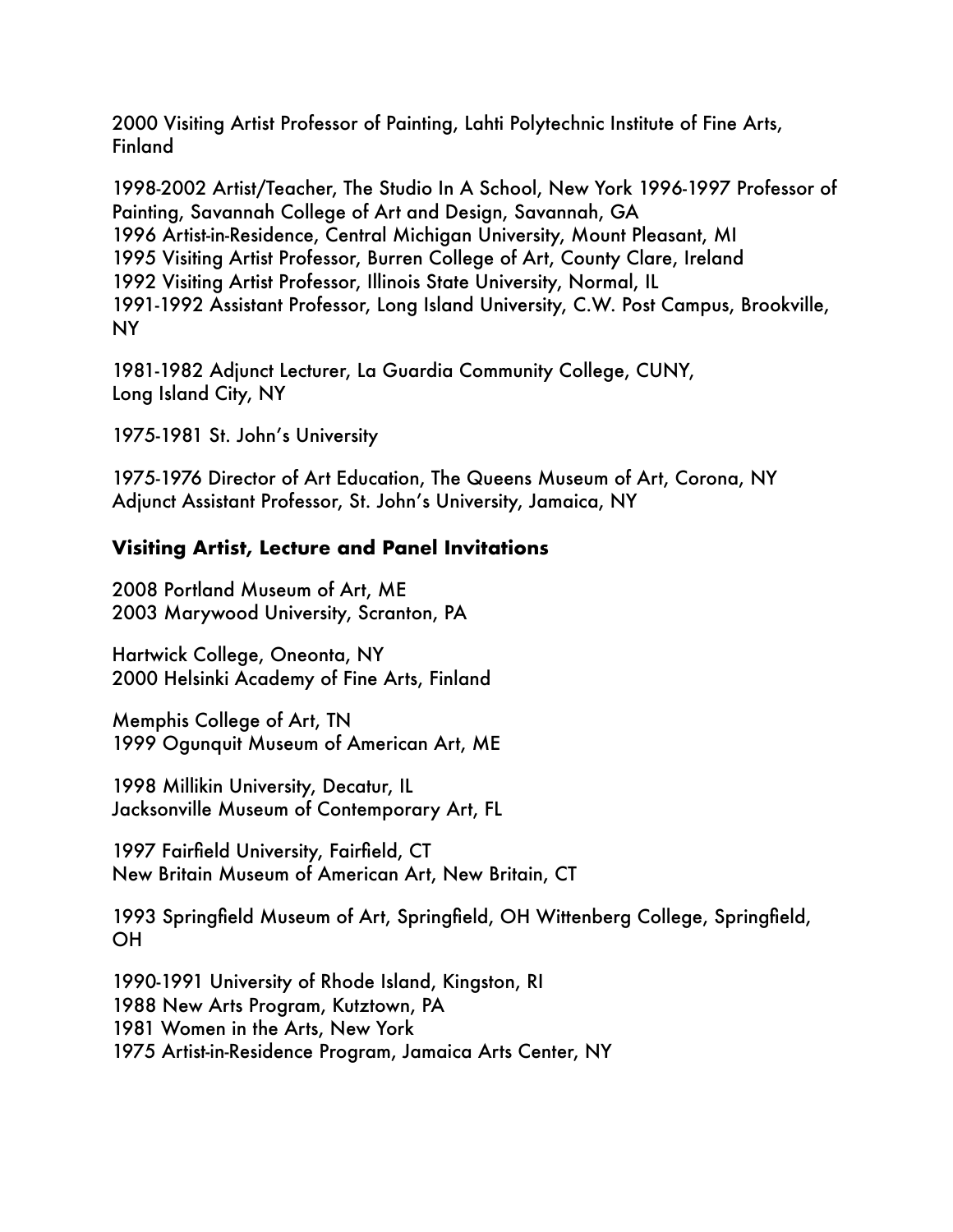2000 Visiting Artist Professor of Painting, Lahti Polytechnic Institute of Fine Arts, Finland

1998-2002 Artist/Teacher, The Studio In A School, New York 1996-1997 Professor of Painting, Savannah College of Art and Design, Savannah, GA
1996 Artist-in-Residence, Central Michigan University, Mount Pleasant, MI
1995 Visiting Artist Professor, Burren College of Art, County Clare, Ireland
1992 Visiting Artist Professor, Illinois State University, Normal, IL
1991-1992 Assistant Professor, Long Island University, C.W. Post Campus, Brookville, NY

1981-1982 Adjunct Lecturer, La Guardia Community College, CUNY, Long Island City, NY

1975-1981 St. John's University

1975-1976 Director of Art Education, The Queens Museum of Art, Corona, NY
Adjunct Assistant Professor, St. John's University, Jamaica, NY

**Visiting Artist, Lecture and Panel Invitations**

2008 Portland Museum of Art, ME
2003 Marywood University, Scranton, PA

Hartwick College, Oneonta, NY
2000 Helsinki Academy of Fine Arts, Finland

Memphis College of Art, TN
1999 Ogunquit Museum of American Art, ME

1998 Millikin University, Decatur, IL
Jacksonville Museum of Contemporary Art, FL

1997 Fairfield University, Fairfield, CT
New Britain Museum of American Art, New Britain, CT

1993 Springfield Museum of Art, Springfield, OH Wittenberg College, Springfield, OH

1990-1991 University of Rhode Island, Kingston, RI
1988 New Arts Program, Kutztown, PA
1981 Women in the Arts, New York
1975 Artist-in-Residence Program, Jamaica Arts Center, NY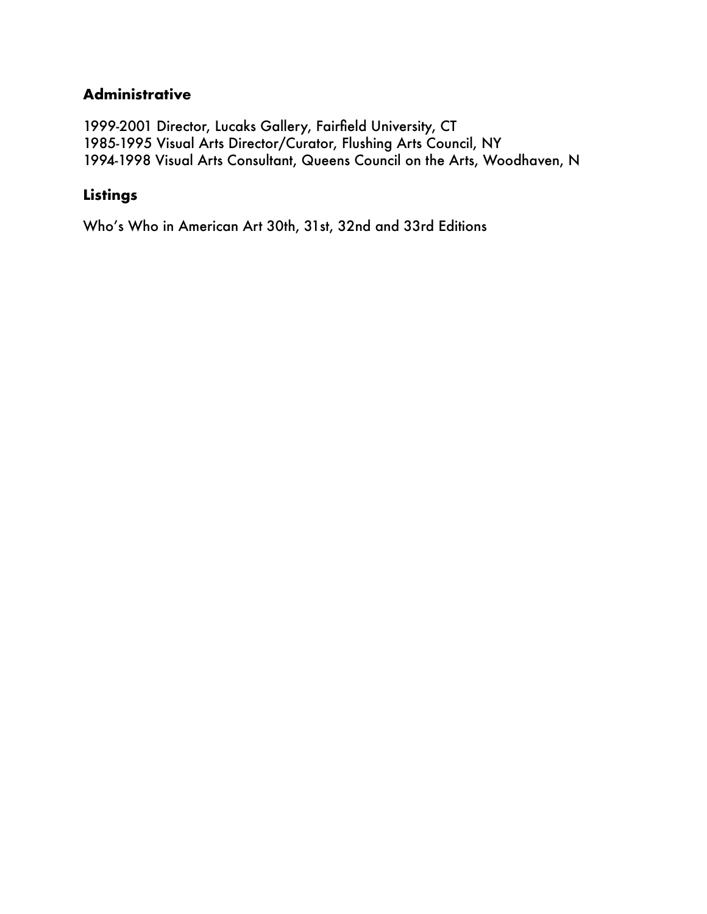### Administrative

1999-2001 Director, Lucaks Gallery, Fairfield University, CT
1985-1995 Visual Arts Director/Curator, Flushing Arts Council, NY
1994-1998 Visual Arts Consultant, Queens Council on the Arts, Woodhaven, N

### Listings

Who's Who in American Art 30th, 31st, 32nd and 33rd Editions